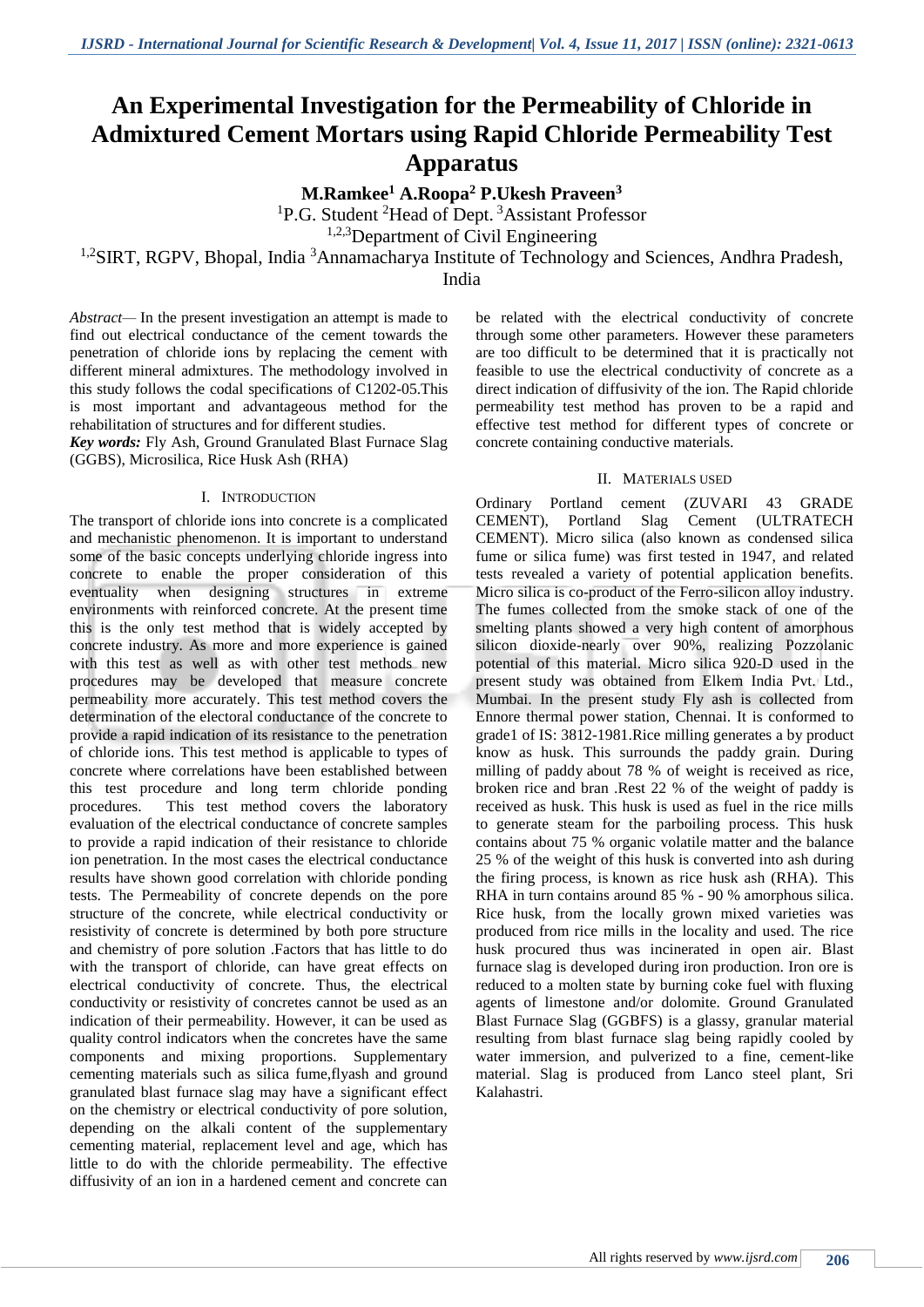# An Experimental Investigation for the Permeability of Chloride in Admixtured Cement Mortars using Rapid Chloride Permeability Test Apparatus

**M.Ramkee[1] A.Roopa[2] P.Ukesh Praveen[3]**

[1]P.G. Student [2]Head of Dept. [3]Assistant Professor

[1,2,3]Department of Civil Engineering

[1,2]SIRT, RGPV, Bhopal, India [3]Annamacharya Institute of Technology and Sciences, Andhra Pradesh, India

*Abstract*— In the present investigation an attempt is made to find out electrical conductance of the cement towards the penetration of chloride ions by replacing the cement with different mineral admixtures. The methodology involved in this study follows the codal specifications of C1202-05.This is most important and advantageous method for the rehabilitation of structures and for different studies.

***Key words:*** Fly Ash, Ground Granulated Blast Furnace Slag (GGBS), Microsilica, Rice Husk Ash (RHA)

## I. Introduction

The transport of chloride ions into concrete is a complicated and mechanistic phenomenon. It is important to understand some of the basic concepts underlying chloride ingress into concrete to enable the proper consideration of this eventuality when designing structures in extreme environments with reinforced concrete. At the present time this is the only test method that is widely accepted by concrete industry. As more and more experience is gained with this test as well as with other test methods new procedures may be developed that measure concrete permeability more accurately. This test method covers the determination of the electoral conductance of the concrete to provide a rapid indication of its resistance to the penetration of chloride ions. This test method is applicable to types of concrete where correlations have been established between this test procedure and long term chloride ponding procedures. This test method covers the laboratory evaluation of the electrical conductance of concrete samples to provide a rapid indication of their resistance to chloride ion penetration. In the most cases the electrical conductance results have shown good correlation with chloride ponding tests. The Permeability of concrete depends on the pore structure of the concrete, while electrical conductivity or resistivity of concrete is determined by both pore structure and chemistry of pore solution .Factors that has little to do with the transport of chloride, can have great effects on electrical conductivity of concrete. Thus, the electrical conductivity or resistivity of concretes cannot be used as an indication of their permeability. However, it can be used as quality control indicators when the concretes have the same components and mixing proportions. Supplementary cementing materials such as silica fume,flyash and ground granulated blast furnace slag may have a significant effect on the chemistry or electrical conductivity of pore solution, depending on the alkali content of the supplementary cementing material, replacement level and age, which has little to do with the chloride permeability. The effective diffusivity of an ion in a hardened cement and concrete can be related with the electrical conductivity of concrete through some other parameters. However these parameters are too difficult to be determined that it is practically not feasible to use the electrical conductivity of concrete as a direct indication of diffusivity of the ion. The Rapid chloride permeability test method has proven to be a rapid and effective test method for different types of concrete or concrete containing conductive materials.

## II. Materials Used

Ordinary Portland cement (ZUVARI 43 GRADE CEMENT), Portland Slag Cement (ULTRATECH CEMENT). Micro silica (also known as condensed silica fume or silica fume) was first tested in 1947, and related tests revealed a variety of potential application benefits. Micro silica is co-product of the Ferro-silicon alloy industry. The fumes collected from the smoke stack of one of the smelting plants showed a very high content of amorphous silicon dioxide-nearly over 90%, realizing Pozzolanic potential of this material. Micro silica 920-D used in the present study was obtained from Elkem India Pvt. Ltd., Mumbai. In the present study Fly ash is collected from Ennore thermal power station, Chennai. It is conformed to grade1 of IS: 3812-1981.Rice milling generates a by product know as husk. This surrounds the paddy grain. During milling of paddy about 78 % of weight is received as rice, broken rice and bran .Rest 22 % of the weight of paddy is received as husk. This husk is used as fuel in the rice mills to generate steam for the parboiling process. This husk contains about 75 % organic volatile matter and the balance 25 % of the weight of this husk is converted into ash during the firing process, is known as rice husk ash (RHA). This RHA in turn contains around 85 % - 90 % amorphous silica. Rice husk, from the locally grown mixed varieties was produced from rice mills in the locality and used. The rice husk procured thus was incinerated in open air. Blast furnace slag is developed during iron production. Iron ore is reduced to a molten state by burning coke fuel with fluxing agents of limestone and/or dolomite. Ground Granulated Blast Furnace Slag (GGBFS) is a glassy, granular material resulting from blast furnace slag being rapidly cooled by water immersion, and pulverized to a fine, cement-like material. Slag is produced from Lanco steel plant, Sri Kalahastri.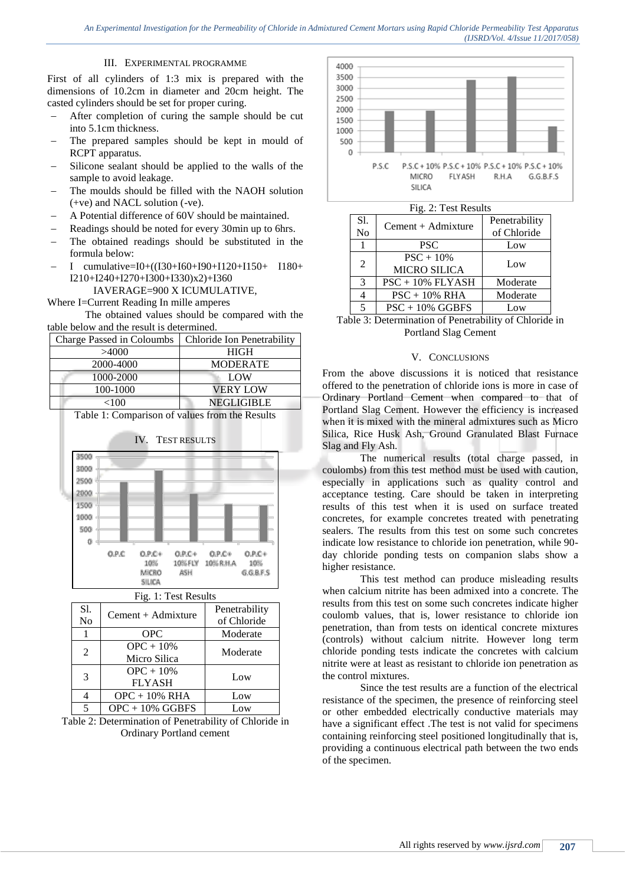## III. EXPERIMENTAL PROGRAMME

First of all cylinders of 1:3 mix is prepared with the dimensions of 10.2cm in diameter and 20cm height. The casted cylinders should be set for proper curing.

- After completion of curing the sample should be cut into 5.1cm thickness.
- The prepared samples should be kept in mould of RCPT apparatus.
- Silicone sealant should be applied to the walls of the sample to avoid leakage.
- The moulds should be filled with the NAOH solution (+ve) and NACL solution (-ve).
- A Potential difference of 60V should be maintained.
- Readings should be noted for every 30min up to 6hrs.
- The obtained readings should be substituted in the formula below:
- I cumulative=I0+((I30+I60+I90+I120+I150+ I180+ I210+I240+I270+I300+I330)x2)+I360

IAVERAGE=900 X ICUMULATIVE,

Where I=Current Reading In mille amperes

The obtained values should be compared with the table below and the result is determined.

| Charge Passed in Coloumbs | Chloride Ion Penetrability |
|---|---|
| >4000 | HIGH |
| 2000-4000 | MODERATE |
| 1000-2000 | LOW |
| 100-1000 | VERY LOW |
| <100 | NEGLIGIBLE |

Table 1: Comparison of values from the Results

## IV. TEST RESULTS

Fig. 1: Test Results

| Sl. No | Cement + Admixture | Penetrability of Chloride |
|---|---|---|
| 1 | OPC | Moderate |
| 2 | OPC + 10% Micro Silica | Moderate |
| 3 | OPC + 10% FLYASH | Low |
| 4 | OPC + 10% RHA | Low |
| 5 | OPC + 10% GGBFS | Low |

Table 2: Determination of Penetrability of Chloride in Ordinary Portland cement

Fig. 2: Test Results

| Sl. No | Cement + Admixture | Penetrability of Chloride |
|---|---|---|
| 1 | PSC | Low |
| 2 | PSC + 10% MICRO SILICA | Low |
| 3 | PSC + 10% FLYASH | Moderate |
| 4 | PSC + 10% RHA | Moderate |
| 5 | PSC + 10% GGBFS | Low |

Table 3: Determination of Penetrability of Chloride in Portland Slag Cement

## V. CONCLUSIONS

From the above discussions it is noticed that resistance offered to the penetration of chloride ions is more in case of Ordinary Portland Cement when compared to that of Portland Slag Cement. However the efficiency is increased when it is mixed with the mineral admixtures such as Micro Silica, Rice Husk Ash, Ground Granulated Blast Furnace Slag and Fly Ash.

The numerical results (total charge passed, in coulombs) from this test method must be used with caution, especially in applications such as quality control and acceptance testing. Care should be taken in interpreting results of this test when it is used on surface treated concretes, for example concretes treated with penetrating sealers. The results from this test on some such concretes indicate low resistance to chloride ion penetration, while 90-day chloride ponding tests on companion slabs show a higher resistance.

This test method can produce misleading results when calcium nitrite has been admixed into a concrete. The results from this test on some such concretes indicate higher coulomb values, that is, lower resistance to chloride ion penetration, than from tests on identical concrete mixtures (controls) without calcium nitrite. However long term chloride ponding tests indicate the concretes with calcium nitrite were at least as resistant to chloride ion penetration as the control mixtures.

Since the test results are a function of the electrical resistance of the specimen, the presence of reinforcing steel or other embedded electrically conductive materials may have a significant effect .The test is not valid for specimens containing reinforcing steel positioned longitudinally that is, providing a continuous electrical path between the two ends of the specimen.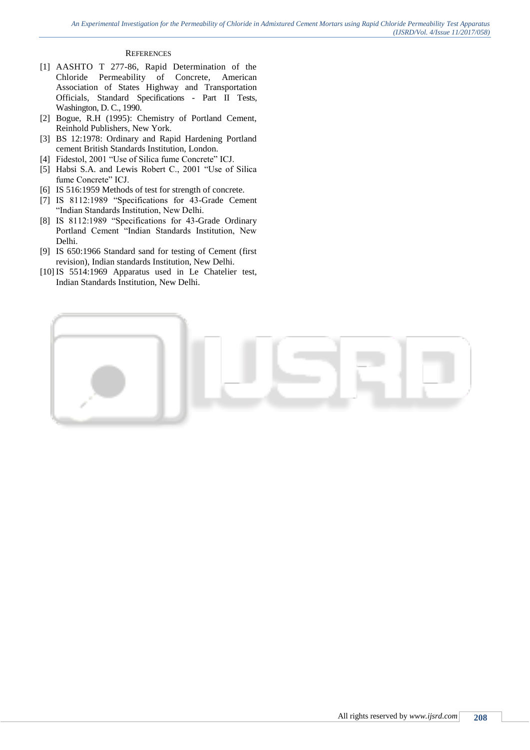## REFERENCES

[1] AASHTO T 277-86, Rapid Determination of the Chloride Permeability of Concrete, American Association of States Highway and Transportation Officials, Standard Specifications - Part II Tests, Washington, D. C., 1990.

[2] Bogue, R.H (1995): Chemistry of Portland Cement, Reinhold Publishers, New York.

[3] BS 12:1978: Ordinary and Rapid Hardening Portland cement British Standards Institution, London.

[4] Fidestol, 2001 "Use of Silica fume Concrete" ICJ.

[5] Habsi S.A. and Lewis Robert C., 2001 "Use of Silica fume Concrete" ICJ.

[6] IS 516:1959 Methods of test for strength of concrete.

[7] IS 8112:1989 "Specifications for 43-Grade Cement "Indian Standards Institution, New Delhi.

[8] IS 8112:1989 "Specifications for 43-Grade Ordinary Portland Cement "Indian Standards Institution, New Delhi.

[9] IS 650:1966 Standard sand for testing of Cement (first revision), Indian standards Institution, New Delhi.

[10] IS 5514:1969 Apparatus used in Le Chatelier test, Indian Standards Institution, New Delhi.